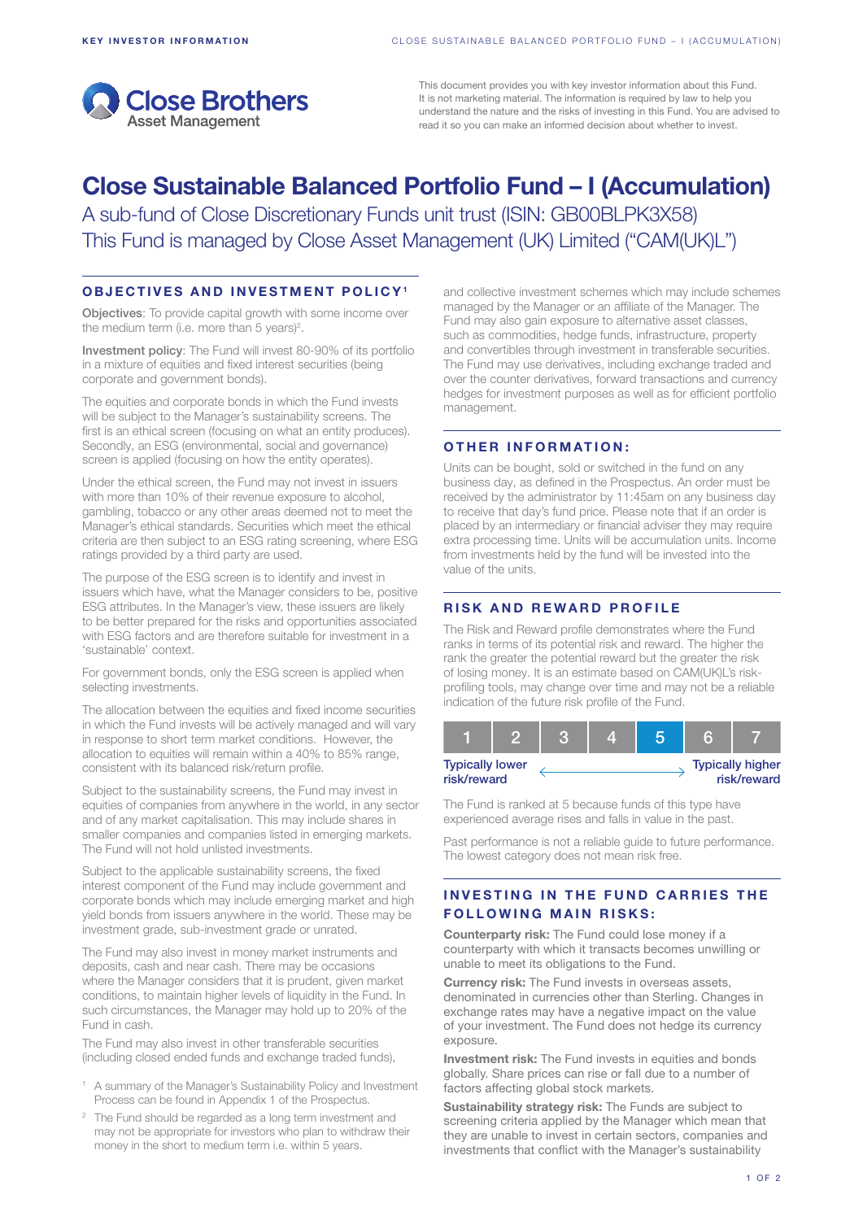**KEY INVESTOR INFORMATION**

Close Brothers Asset Management

This document provides you with key investor information about this Fund. It is not marketing material. The information is required by law to help you understand the nature and the risks of investing in this Fund. You are advised to read it so you can make an informed decision about whether to invest.

# Close Sustainable Balanced Portfolio Fund – I (Accumulation)

A sub-fund of Close Discretionary Funds unit trust (ISIN: GB00BLPK3X58)
This Fund is managed by Close Asset Management (UK) Limited ("CAM(UK)L")

## OBJECTIVES AND INVESTMENT POLICY[1]

**Objectives**: To provide capital growth with some income over the medium term (i.e. more than 5 years)[2].

**Investment policy**: The Fund will invest 80-90% of its portfolio in a mixture of equities and fixed interest securities (being corporate and government bonds).

The equities and corporate bonds in which the Fund invests will be subject to the Manager's sustainability screens. The first is an ethical screen (focusing on what an entity produces). Secondly, an ESG (environmental, social and governance) screen is applied (focusing on how the entity operates).

Under the ethical screen, the Fund may not invest in issuers with more than 10% of their revenue exposure to alcohol, gambling, tobacco or any other areas deemed not to meet the Manager's ethical standards. Securities which meet the ethical criteria are then subject to an ESG rating screening, where ESG ratings provided by a third party are used.

The purpose of the ESG screen is to identify and invest in issuers which have, what the Manager considers to be, positive ESG attributes. In the Manager's view, these issuers are likely to be better prepared for the risks and opportunities associated with ESG factors and are therefore suitable for investment in a 'sustainable' context.

For government bonds, only the ESG screen is applied when selecting investments.

The allocation between the equities and fixed income securities in which the Fund invests will be actively managed and will vary in response to short term market conditions. However, the allocation to equities will remain within a 40% to 85% range, consistent with its balanced risk/return profile.

Subject to the sustainability screens, the Fund may invest in equities of companies from anywhere in the world, in any sector and of any market capitalisation. This may include shares in smaller companies and companies listed in emerging markets. The Fund will not hold unlisted investments.

Subject to the applicable sustainability screens, the fixed interest component of the Fund may include government and corporate bonds which may include emerging market and high yield bonds from issuers anywhere in the world. These may be investment grade, sub-investment grade or unrated.

The Fund may also invest in money market instruments and deposits, cash and near cash. There may be occasions where the Manager considers that it is prudent, given market conditions, to maintain higher levels of liquidity in the Fund. In such circumstances, the Manager may hold up to 20% of the Fund in cash.

The Fund may also invest in other transferable securities (including closed ended funds and exchange traded funds), and collective investment schemes which may include schemes managed by the Manager or an affiliate of the Manager. The Fund may also gain exposure to alternative asset classes, such as commodities, hedge funds, infrastructure, property and convertibles through investment in transferable securities. The Fund may use derivatives, including exchange traded and over the counter derivatives, forward transactions and currency hedges for investment purposes as well as for efficient portfolio management.

[1] A summary of the Manager's Sustainability Policy and Investment Process can be found in Appendix 1 of the Prospectus.

[2] The Fund should be regarded as a long term investment and may not be appropriate for investors who plan to withdraw their money in the short to medium term i.e. within 5 years.

## OTHER INFORMATION:

Units can be bought, sold or switched in the fund on any business day, as defined in the Prospectus. An order must be received by the administrator by 11:45am on any business day to receive that day's fund price. Please note that if an order is placed by an intermediary or financial adviser they may require extra processing time. Units will be accumulation units. Income from investments held by the fund will be invested into the value of the units.

## RISK AND REWARD PROFILE

The Risk and Reward profile demonstrates where the Fund ranks in terms of its potential risk and reward. The higher the rank the greater the potential reward but the greater the risk of losing money. It is an estimate based on CAM(UK)L's risk-profiling tools, may change over time and may not be a reliable indication of the future risk profile of the Fund.

| 1 | 2 | 3 | 4 | **5** | 6 | 7 |
|---|---|---|---|---|---|---|

Typically lower risk/reward ← → Typically higher risk/reward

The Fund is ranked at 5 because funds of this type have experienced average rises and falls in value in the past.

Past performance is not a reliable guide to future performance. The lowest category does not mean risk free.

## INVESTING IN THE FUND CARRIES THE FOLLOWING MAIN RISKS:

**Counterparty risk:** The Fund could lose money if a counterparty with which it transacts becomes unwilling or unable to meet its obligations to the Fund.

**Currency risk:** The Fund invests in overseas assets, denominated in currencies other than Sterling. Changes in exchange rates may have a negative impact on the value of your investment. The Fund does not hedge its currency exposure.

**Investment risk:** The Fund invests in equities and bonds globally. Share prices can rise or fall due to a number of factors affecting global stock markets.

**Sustainability strategy risk:** The Funds are subject to screening criteria applied by the Manager which mean that they are unable to invest in certain sectors, companies and investments that conflict with the Manager's sustainability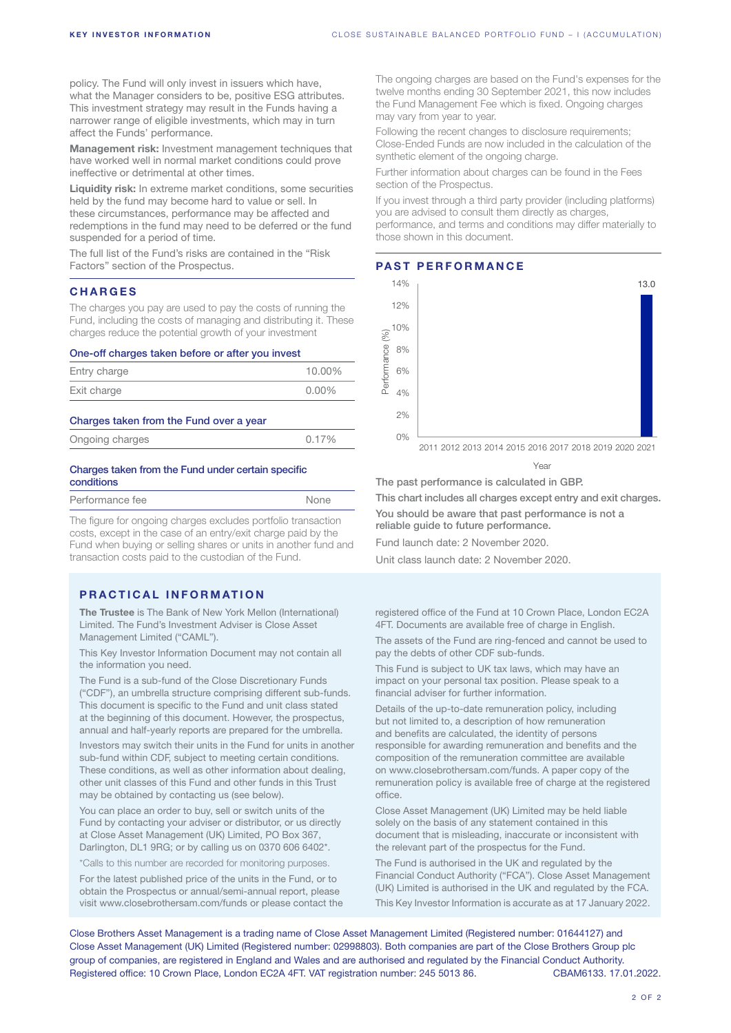policy. The Fund will only invest in issuers which have, what the Manager considers to be, positive ESG attributes. This investment strategy may result in the Funds having a narrower range of eligible investments, which may in turn affect the Funds' performance.

**Management risk:** Investment management techniques that have worked well in normal market conditions could prove ineffective or detrimental at other times.

**Liquidity risk:** In extreme market conditions, some securities held by the fund may become hard to value or sell. In these circumstances, performance may be affected and redemptions in the fund may need to be deferred or the fund suspended for a period of time.

The full list of the Fund's risks are contained in the "Risk Factors" section of the Prospectus.

## CHARGES

The charges you pay are used to pay the costs of running the Fund, including the costs of managing and distributing it. These charges reduce the potential growth of your investment

| One-off charges taken before or after you invest | |
|---|---|
| Entry charge | 10.00% |
| Exit charge | 0.00% |

| Charges taken from the Fund over a year | |
|---|---|
| Ongoing charges | 0.17% |

| Charges taken from the Fund under certain specific conditions | |
|---|---|
| Performance fee | None |

The figure for ongoing charges excludes portfolio transaction costs, except in the case of an entry/exit charge paid by the Fund when buying or selling shares or units in another fund and transaction costs paid to the custodian of the Fund.

The ongoing charges are based on the Fund's expenses for the twelve months ending 30 September 2021, this now includes the Fund Management Fee which is fixed. Ongoing charges may vary from year to year.

Following the recent changes to disclosure requirements; Close-Ended Funds are now included in the calculation of the synthetic element of the ongoing charge.

Further information about charges can be found in the Fees section of the Prospectus.

If you invest through a third party provider (including platforms) you are advised to consult them directly as charges, performance, and terms and conditions may differ materially to those shown in this document.

## PAST PERFORMANCE

14%
12%
10%
8%
6%
4%
2%
0%

Performance (%)

13.0

2011 2012 2013 2014 2015 2016 2017 2018 2019 2020 2021

Year

**The past performance is calculated in GBP.**

**This chart includes all charges except entry and exit charges.**

**You should be aware that past performance is not a reliable guide to future performance.**

Fund launch date: 2 November 2020.

Unit class launch date: 2 November 2020.

## PRACTICAL INFORMATION

**The Trustee** is The Bank of New York Mellon (International) Limited. The Fund's Investment Adviser is Close Asset Management Limited ("CAML").

This Key Investor Information Document may not contain all the information you need.

The Fund is a sub-fund of the Close Discretionary Funds ("CDF"), an umbrella structure comprising different sub-funds. This document is specific to the Fund and unit class stated at the beginning of this document. However, the prospectus, annual and half-yearly reports are prepared for the umbrella.

Investors may switch their units in the Fund for units in another sub-fund within CDF, subject to meeting certain conditions. These conditions, as well as other information about dealing, other unit classes of this Fund and other funds in this Trust may be obtained by contacting us (see below).

You can place an order to buy, sell or switch units of the Fund by contacting your adviser or distributor, or us directly at Close Asset Management (UK) Limited, PO Box 367, Darlington, DL1 9RG; or by calling us on 0370 606 6402*.

*Calls to this number are recorded for monitoring purposes.

For the latest published price of the units in the Fund, or to obtain the Prospectus or annual/semi-annual report, please visit www.closebrothersam.com/funds or please contact the registered office of the Fund at 10 Crown Place, London EC2A 4FT. Documents are available free of charge in English.

The assets of the Fund are ring-fenced and cannot be used to pay the debts of other CDF sub-funds.

This Fund is subject to UK tax laws, which may have an impact on your personal tax position. Please speak to a financial adviser for further information.

Details of the up-to-date remuneration policy, including but not limited to, a description of how remuneration and benefits are calculated, the identity of persons responsible for awarding remuneration and benefits and the composition of the remuneration committee are available on www.closebrothersam.com/funds. A paper copy of the remuneration policy is available free of charge at the registered office.

Close Asset Management (UK) Limited may be held liable solely on the basis of any statement contained in this document that is misleading, inaccurate or inconsistent with the relevant part of the prospectus for the Fund.

The Fund is authorised in the UK and regulated by the Financial Conduct Authority ("FCA"). Close Asset Management (UK) Limited is authorised in the UK and regulated by the FCA.

This Key Investor Information is accurate as at 17 January 2022.

Close Brothers Asset Management is a trading name of Close Asset Management Limited (Registered number: 01644127) and Close Asset Management (UK) Limited (Registered number: 02998803). Both companies are part of the Close Brothers Group plc group of companies, are registered in England and Wales and are authorised and regulated by the Financial Conduct Authority. Registered office: 10 Crown Place, London EC2A 4FT. VAT registration number: 245 5013 86. CBAM6133. 17.01.2022.